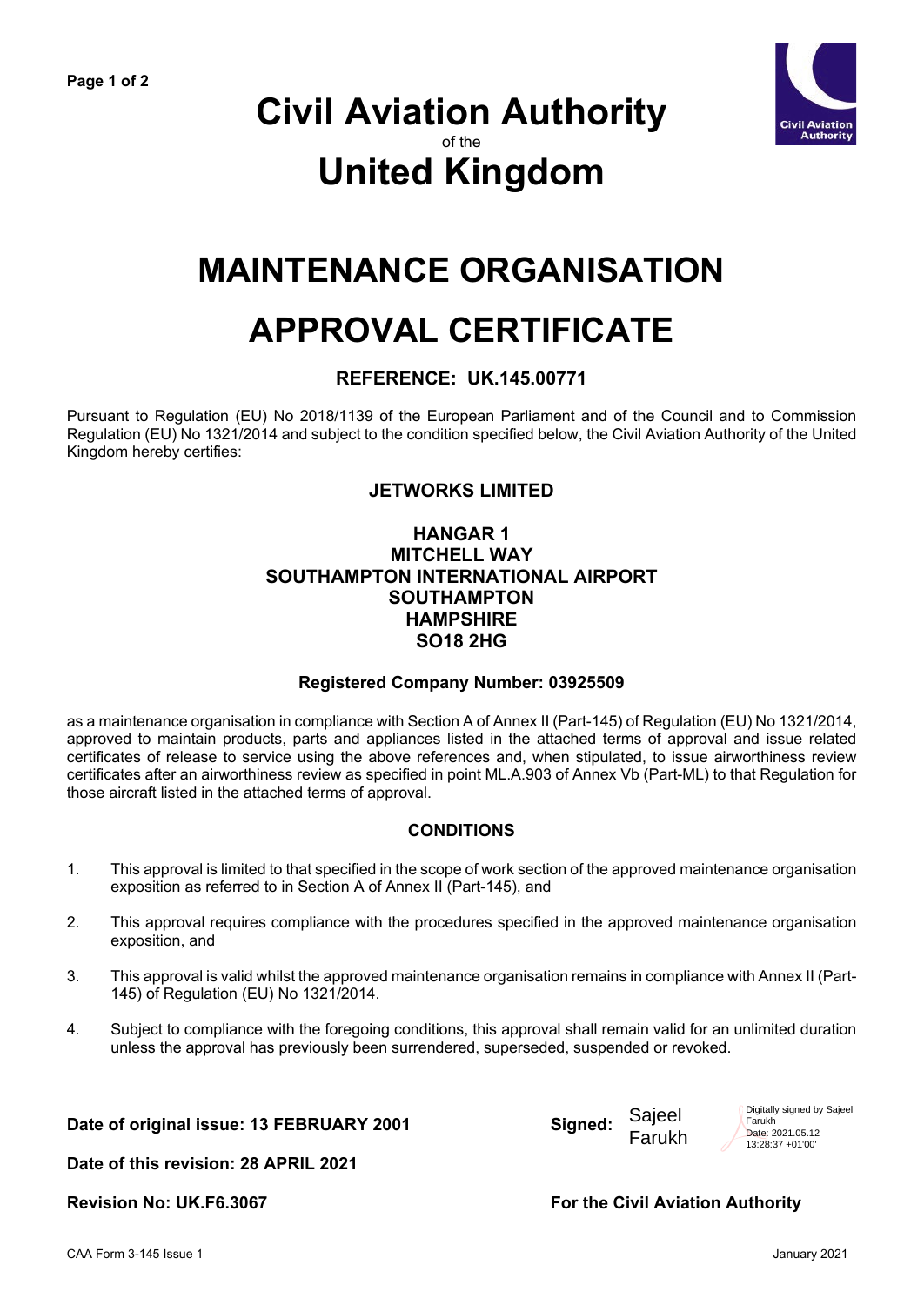# Civil Aviation Authority

of the

# United Kingdom

# MAINTENANCE ORGANISATION APPROVAL CERTIFICATE

### REFERENCE: UK.145.00771

Pursuant to Regulation (EU) No 2018/1139 of the European Parliament and of the Council and to Commission Regulation (EU) No 1321/2014 and subject to the condition specified below, the Civil Aviation Authority of the United Kingdom hereby certifies:

**JETWORKS LIMITED**

**HANGAR 1**
**MITCHELL WAY**
**SOUTHAMPTON INTERNATIONAL AIRPORT**
**SOUTHAMPTON**
**HAMPSHIRE**
**SO18 2HG**

**Registered Company Number: 03925509**

as a maintenance organisation in compliance with Section A of Annex II (Part-145) of Regulation (EU) No 1321/2014, approved to maintain products, parts and appliances listed in the attached terms of approval and issue related certificates of release to service using the above references and, when stipulated, to issue airworthiness review certificates after an airworthiness review as specified in point ML.A.903 of Annex Vb (Part-ML) to that Regulation for those aircraft listed in the attached terms of approval.

### CONDITIONS

1. This approval is limited to that specified in the scope of work section of the approved maintenance organisation exposition as referred to in Section A of Annex II (Part-145), and
2. This approval requires compliance with the procedures specified in the approved maintenance organisation exposition, and
3. This approval is valid whilst the approved maintenance organisation remains in compliance with Annex II (Part-145) of Regulation (EU) No 1321/2014.
4. Subject to compliance with the foregoing conditions, this approval shall remain valid for an unlimited duration unless the approval has previously been surrendered, superseded, suspended or revoked.

**Date of original issue: 13 FEBRUARY 2001**

**Date of this revision: 28 APRIL 2021**

**Revision No: UK.F6.3067**

**Signed:** Sajeel Farukh

Digitally signed by Sajeel Farukh
Date: 2021.05.12 13:28:37 +01'00'

**For the Civil Aviation Authority**

CAA Form 3-145 Issue 1 January 2021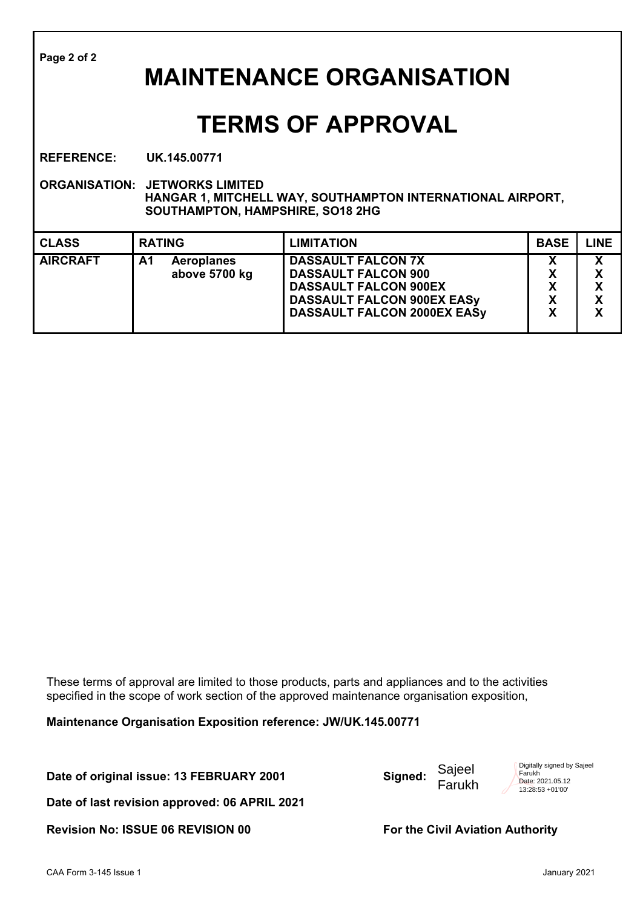# MAINTENANCE ORGANISATION

# TERMS OF APPROVAL

**REFERENCE:** **UK.145.00771**

**ORGANISATION:** **JETWORKS LIMITED**
**HANGAR 1, MITCHELL WAY, SOUTHAMPTON INTERNATIONAL AIRPORT, SOUTHAMPTON, HAMPSHIRE, SO18 2HG**

| CLASS | RATING | LIMITATION | BASE | LINE |
|---|---|---|---|---|
| AIRCRAFT | A1 Aeroplanes above 5700 kg | DASSAULT FALCON 7X<br>DASSAULT FALCON 900<br>DASSAULT FALCON 900EX<br>DASSAULT FALCON 900EX EASy<br>DASSAULT FALCON 2000EX EASy | X<br>X<br>X<br>X<br>X | X<br>X<br>X<br>X<br>X |

These terms of approval are limited to those products, parts and appliances and to the activities specified in the scope of work section of the approved maintenance organisation exposition,

**Maintenance Organisation Exposition reference: JW/UK.145.00771**

**Date of original issue: 13 FEBRUARY 2001**

**Date of last revision approved: 06 APRIL 2021**

**Revision No: ISSUE 06 REVISION 00**

**Signed:** Sajeel Farukh

Digitally signed by Sajeel Farukh
Date: 2021.05.12 13:28:53 +01'00'

**For the Civil Aviation Authority**

CAA Form 3-145 Issue 1

January 2021